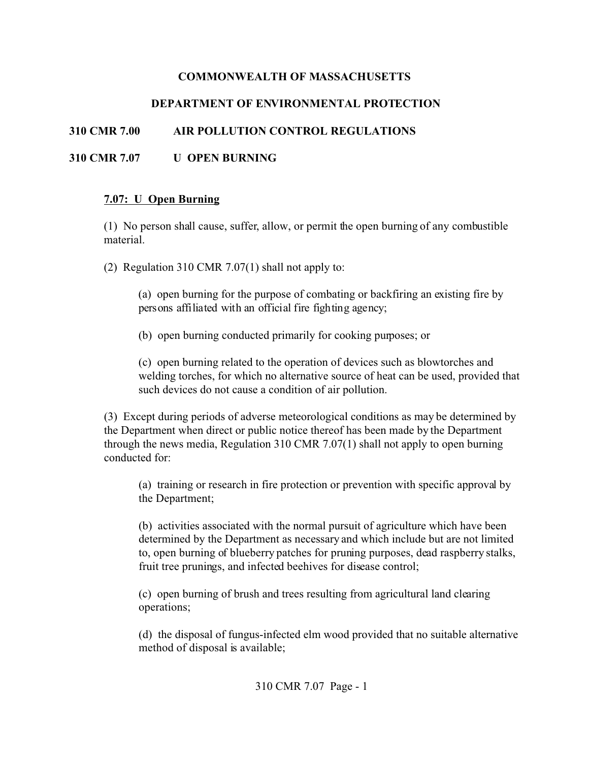**COMMONWEALTH OF MASSACHUSETTS**

**DEPARTMENT OF ENVIRONMENTAL PROTECTION**

**310 CMR 7.00 AIR POLLUTION CONTROL REGULATIONS**

**310 CMR 7.07 U OPEN BURNING**

**7.07: U Open Burning**

(1) No person shall cause, suffer, allow, or permit the open burning of any combustible material.

(2) Regulation 310 CMR 7.07(1) shall not apply to:

> (a) open burning for the purpose of combating or backfiring an existing fire by persons affiliated with an official fire fighting agency;
>
> (b) open burning conducted primarily for cooking purposes; or
>
> (c) open burning related to the operation of devices such as blowtorches and welding torches, for which no alternative source of heat can be used, provided that such devices do not cause a condition of air pollution.

(3) Except during periods of adverse meteorological conditions as may be determined by the Department when direct or public notice thereof has been made by the Department through the news media, Regulation 310 CMR 7.07(1) shall not apply to open burning conducted for:

> (a) training or research in fire protection or prevention with specific approval by the Department;
>
> (b) activities associated with the normal pursuit of agriculture which have been determined by the Department as necessary and which include but are not limited to, open burning of blueberry patches for pruning purposes, dead raspberry stalks, fruit tree prunings, and infected beehives for disease control;
>
> (c) open burning of brush and trees resulting from agricultural land clearing operations;
>
> (d) the disposal of fungus-infected elm wood provided that no suitable alternative method of disposal is available;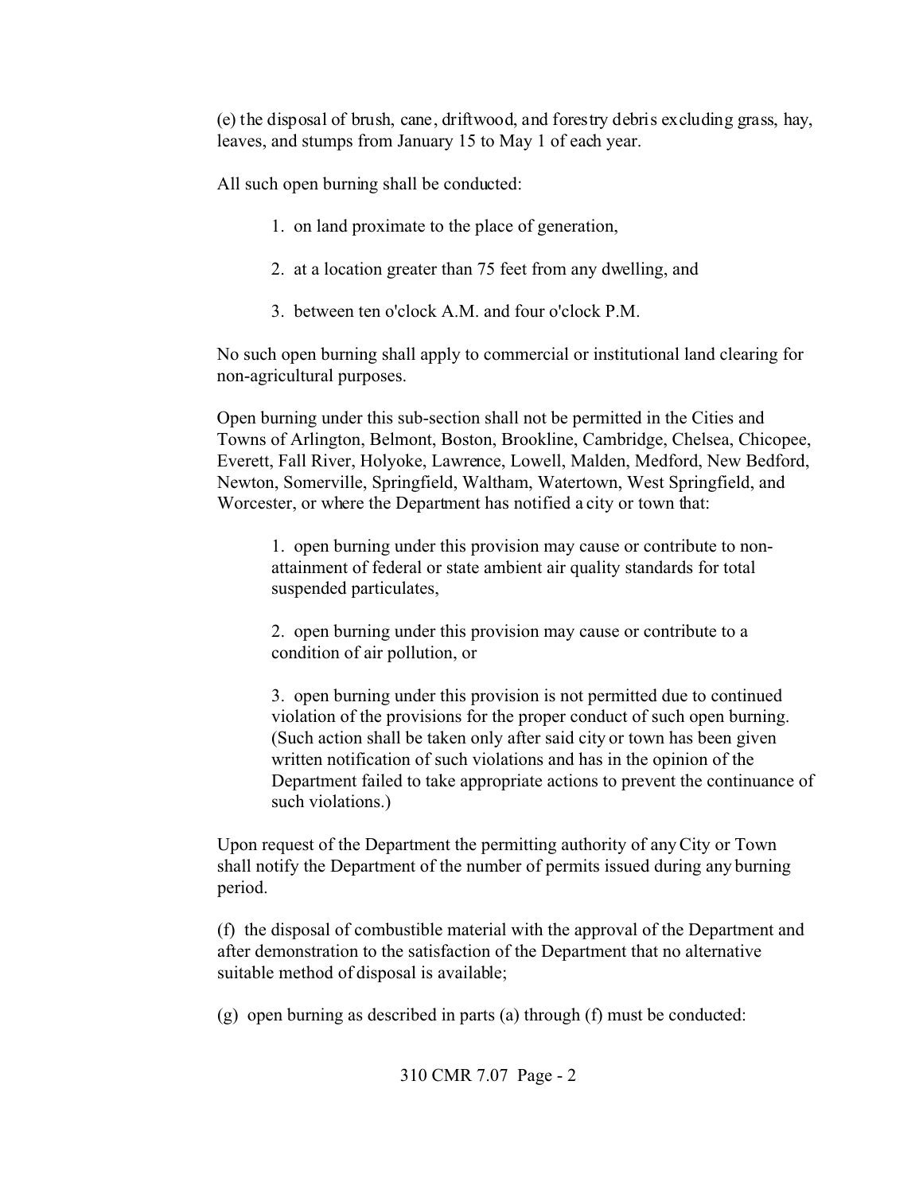(e) the disposal of brush, cane, driftwood, and forestry debris excluding grass, hay, leaves, and stumps from January 15 to May 1 of each year.

All such open burning shall be conducted:

1. on land proximate to the place of generation,

2. at a location greater than 75 feet from any dwelling, and

3. between ten o'clock A.M. and four o'clock P.M.

No such open burning shall apply to commercial or institutional land clearing for non-agricultural purposes.

Open burning under this sub-section shall not be permitted in the Cities and Towns of Arlington, Belmont, Boston, Brookline, Cambridge, Chelsea, Chicopee, Everett, Fall River, Holyoke, Lawrence, Lowell, Malden, Medford, New Bedford, Newton, Somerville, Springfield, Waltham, Watertown, West Springfield, and Worcester, or where the Department has notified a city or town that:

1. open burning under this provision may cause or contribute to non-attainment of federal or state ambient air quality standards for total suspended particulates,

2. open burning under this provision may cause or contribute to a condition of air pollution, or

3. open burning under this provision is not permitted due to continued violation of the provisions for the proper conduct of such open burning. (Such action shall be taken only after said city or town has been given written notification of such violations and has in the opinion of the Department failed to take appropriate actions to prevent the continuance of such violations.)

Upon request of the Department the permitting authority of any City or Town shall notify the Department of the number of permits issued during any burning period.

(f) the disposal of combustible material with the approval of the Department and after demonstration to the satisfaction of the Department that no alternative suitable method of disposal is available;

(g) open burning as described in parts (a) through (f) must be conducted: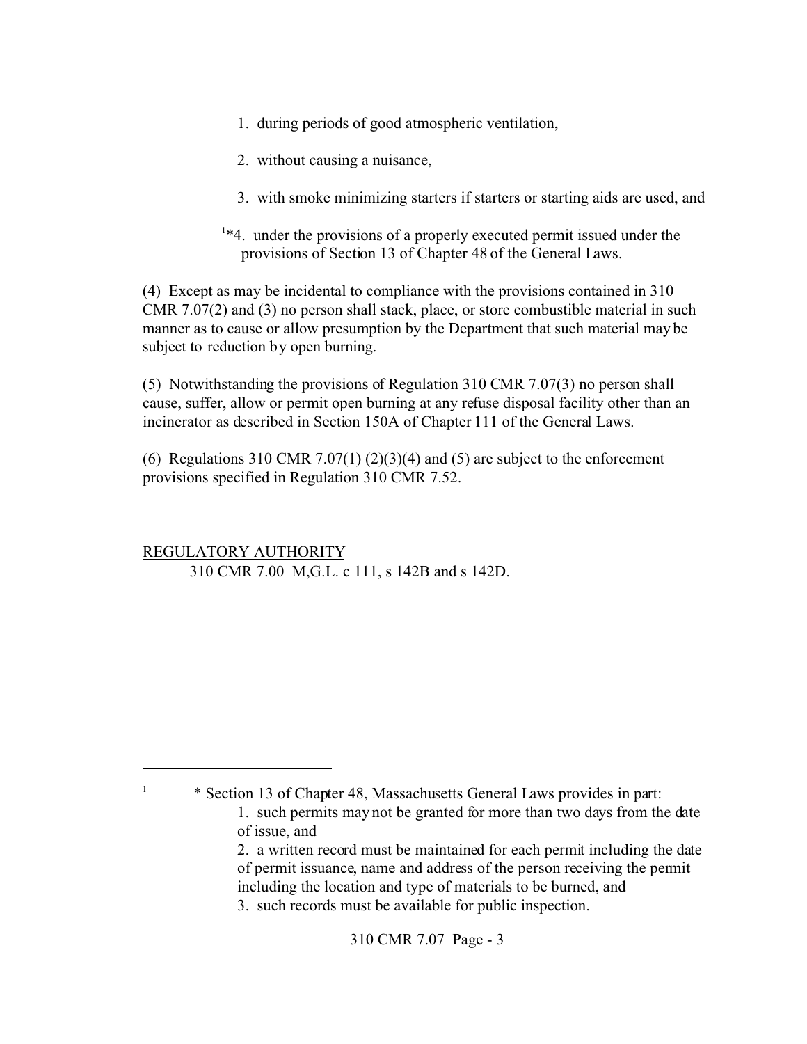1. during periods of good atmospheric ventilation,

2. without causing a nuisance,

3. with smoke minimizing starters if starters or starting aids are used, and

[1]*4. under the provisions of a properly executed permit issued under the provisions of Section 13 of Chapter 48 of the General Laws.

(4) Except as may be incidental to compliance with the provisions contained in 310 CMR 7.07(2) and (3) no person shall stack, place, or store combustible material in such manner as to cause or allow presumption by the Department that such material may be subject to reduction by open burning.

(5) Notwithstanding the provisions of Regulation 310 CMR 7.07(3) no person shall cause, suffer, allow or permit open burning at any refuse disposal facility other than an incinerator as described in Section 150A of Chapter 111 of the General Laws.

(6) Regulations 310 CMR 7.07(1) (2)(3)(4) and (5) are subject to the enforcement provisions specified in Regulation 310 CMR 7.52.

<u>REGULATORY AUTHORITY</u>

310 CMR 7.00 M,G.L. c 111, s 142B and s 142D.

---

[1] * Section 13 of Chapter 48, Massachusetts General Laws provides in part:

1. such permits may not be granted for more than two days from the date of issue, and
2. a written record must be maintained for each permit including the date of permit issuance, name and address of the person receiving the permit including the location and type of materials to be burned, and
3. such records must be available for public inspection.